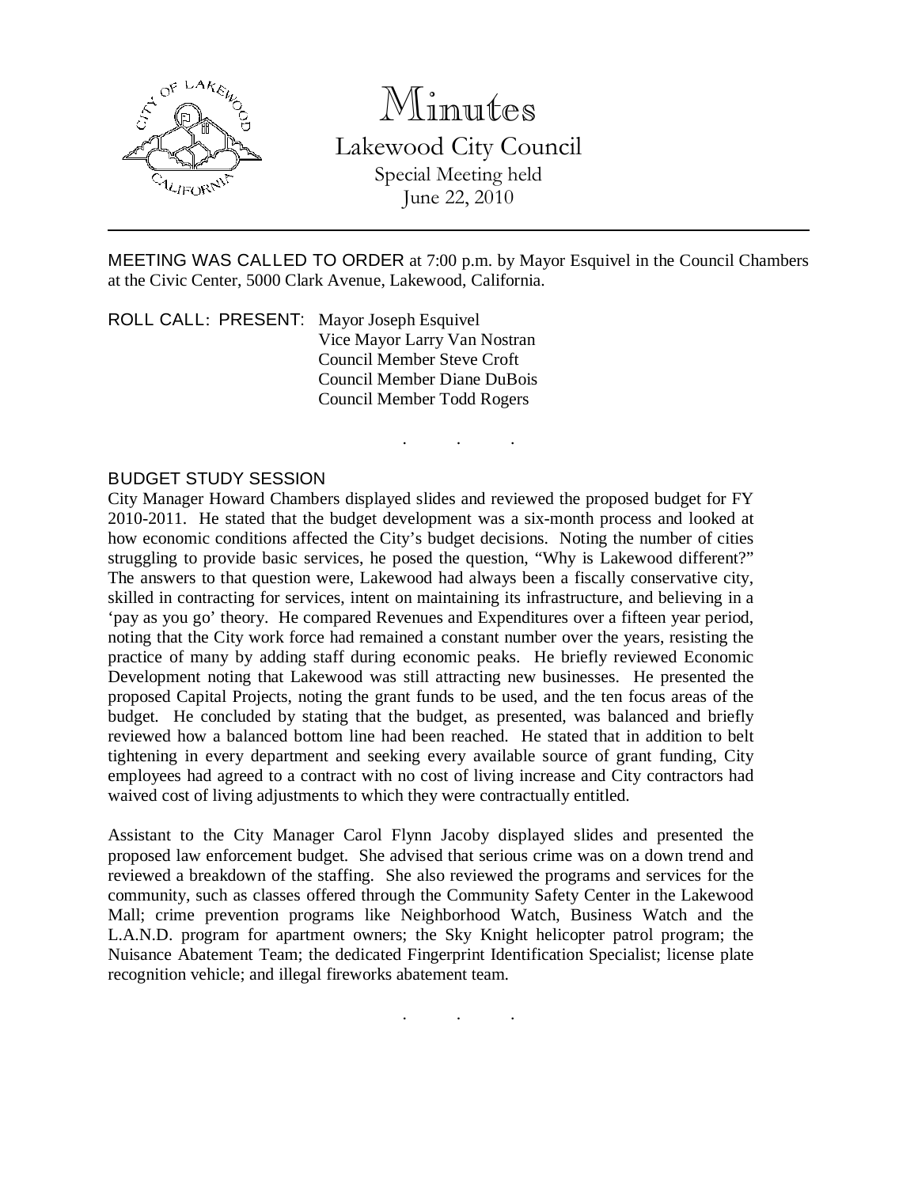# Minutes

## Lakewood City Council

Special Meeting held
June 22, 2010

---

MEETING WAS CALLED TO ORDER at 7:00 p.m. by Mayor Esquivel in the Council Chambers at the Civic Center, 5000 Clark Avenue, Lakewood, California.

ROLL CALL: PRESENT: Mayor Joseph Esquivel
Vice Mayor Larry Van Nostran
Council Member Steve Croft
Council Member Diane DuBois
Council Member Todd Rogers

. . .

BUDGET STUDY SESSION

City Manager Howard Chambers displayed slides and reviewed the proposed budget for FY 2010-2011. He stated that the budget development was a six-month process and looked at how economic conditions affected the City's budget decisions. Noting the number of cities struggling to provide basic services, he posed the question, "Why is Lakewood different?" The answers to that question were, Lakewood had always been a fiscally conservative city, skilled in contracting for services, intent on maintaining its infrastructure, and believing in a 'pay as you go' theory. He compared Revenues and Expenditures over a fifteen year period, noting that the City work force had remained a constant number over the years, resisting the practice of many by adding staff during economic peaks. He briefly reviewed Economic Development noting that Lakewood was still attracting new businesses. He presented the proposed Capital Projects, noting the grant funds to be used, and the ten focus areas of the budget. He concluded by stating that the budget, as presented, was balanced and briefly reviewed how a balanced bottom line had been reached. He stated that in addition to belt tightening in every department and seeking every available source of grant funding, City employees had agreed to a contract with no cost of living increase and City contractors had waived cost of living adjustments to which they were contractually entitled.

Assistant to the City Manager Carol Flynn Jacoby displayed slides and presented the proposed law enforcement budget. She advised that serious crime was on a down trend and reviewed a breakdown of the staffing. She also reviewed the programs and services for the community, such as classes offered through the Community Safety Center in the Lakewood Mall; crime prevention programs like Neighborhood Watch, Business Watch and the L.A.N.D. program for apartment owners; the Sky Knight helicopter patrol program; the Nuisance Abatement Team; the dedicated Fingerprint Identification Specialist; license plate recognition vehicle; and illegal fireworks abatement team.

. . .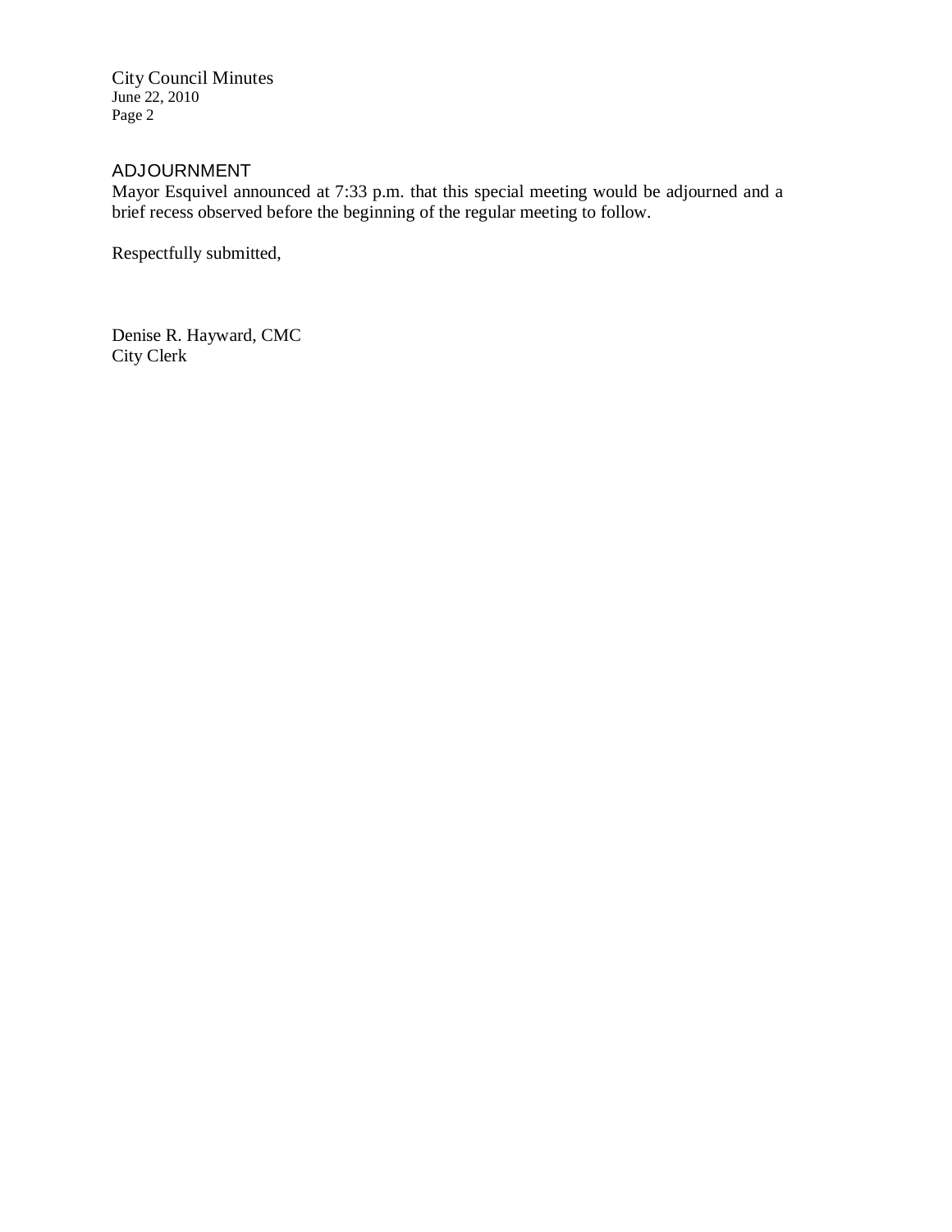## ADJOURNMENT

Mayor Esquivel announced at 7:33 p.m. that this special meeting would be adjourned and a brief recess observed before the beginning of the regular meeting to follow.

Respectfully submitted,

Denise R. Hayward, CMC
City Clerk